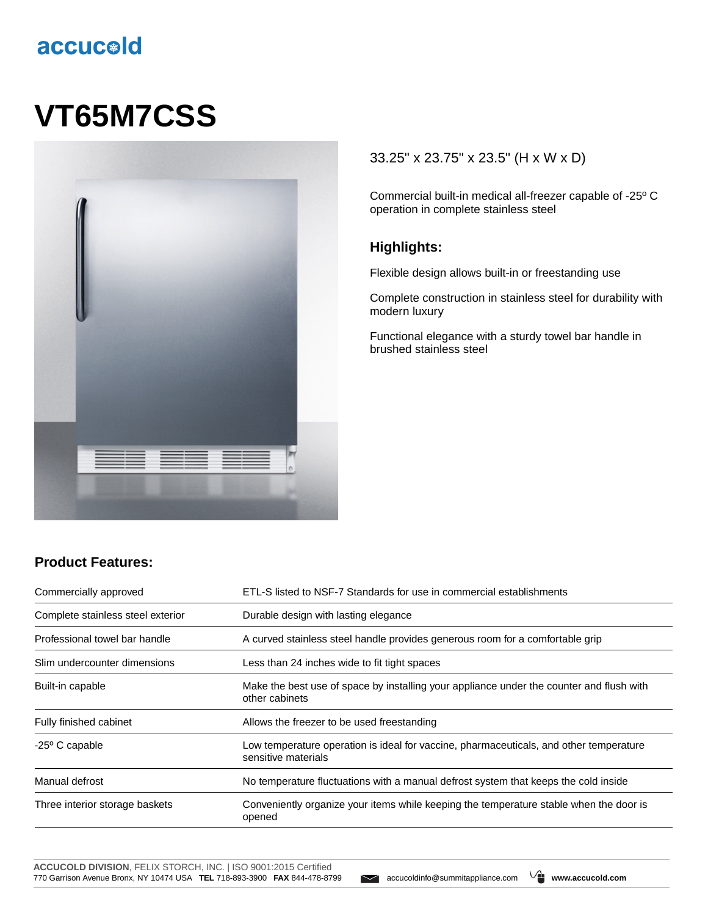accucold

# VT65M7CSS

33.25" x 23.75" x 23.5" (H x W x D)

Commercial built-in medical all-freezer capable of -25º C operation in complete stainless steel

### Highlights:

Flexible design allows built-in or freestanding use

Complete construction in stainless steel for durability with modern luxury

Functional elegance with a sturdy towel bar handle in brushed stainless steel

### Product Features:

| | |
|---|---|
| Commercially approved | ETL-S listed to NSF-7 Standards for use in commercial establishments |
| Complete stainless steel exterior | Durable design with lasting elegance |
| Professional towel bar handle | A curved stainless steel handle provides generous room for a comfortable grip |
| Slim undercounter dimensions | Less than 24 inches wide to fit tight spaces |
| Built-in capable | Make the best use of space by installing your appliance under the counter and flush with other cabinets |
| Fully finished cabinet | Allows the freezer to be used freestanding |
| -25º C capable | Low temperature operation is ideal for vaccine, pharmaceuticals, and other temperature sensitive materials |
| Manual defrost | No temperature fluctuations with a manual defrost system that keeps the cold inside |
| Three interior storage baskets | Conveniently organize your items while keeping the temperature stable when the door is opened |

**ACCUCOLD DIVISION**, FELIX STORCH, INC. | ISO 9001:2015 Certified
770 Garrison Avenue Bronx, NY 10474 USA **TEL** 718-893-3900 **FAX** 844-478-8799 accucoldinfo@summitappliance.com **www.accucold.com**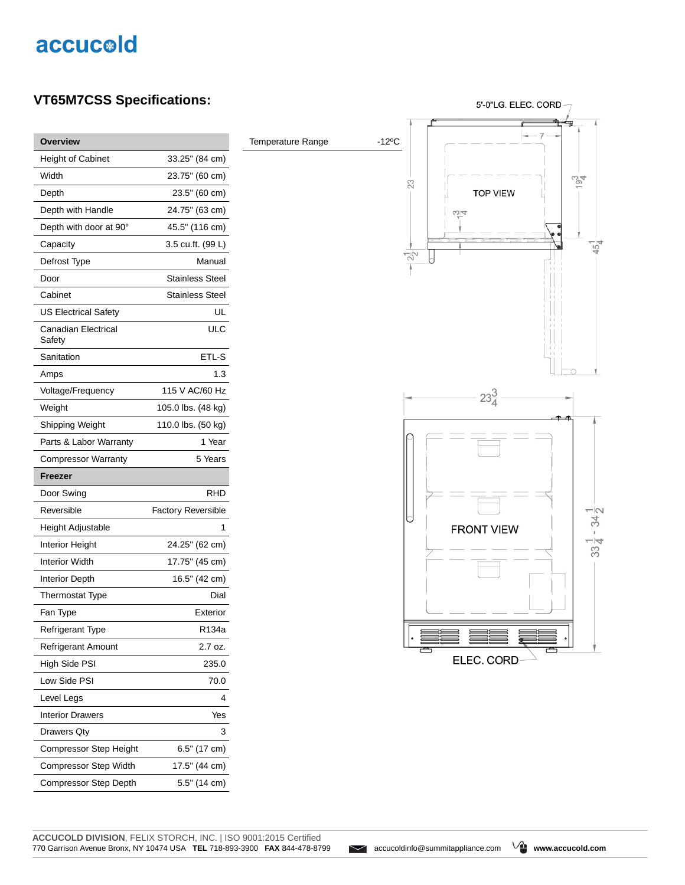# VT65M7CSS Specifications:

| Overview | |
|---|---|
| Height of Cabinet | 33.25" (84 cm) |
| Width | 23.75" (60 cm) |
| Depth | 23.5" (60 cm) |
| Depth with Handle | 24.75" (63 cm) |
| Depth with door at 90° | 45.5" (116 cm) |
| Capacity | 3.5 cu.ft. (99 L) |
| Defrost Type | Manual |
| Door | Stainless Steel |
| Cabinet | Stainless Steel |
| US Electrical Safety | UL |
| Canadian Electrical Safety | ULC |
| Sanitation | ETL-S |
| Amps | 1.3 |
| Voltage/Frequency | 115 V AC/60 Hz |
| Weight | 105.0 lbs. (48 kg) |
| Shipping Weight | 110.0 lbs. (50 kg) |
| Parts & Labor Warranty | 1 Year |
| Compressor Warranty | 5 Years |
| **Freezer** | |
| Door Swing | RHD |
| Reversible | Factory Reversible |
| Height Adjustable | 1 |
| Interior Height | 24.25" (62 cm) |
| Interior Width | 17.75" (45 cm) |
| Interior Depth | 16.5" (42 cm) |
| Thermostat Type | Dial |
| Fan Type | Exterior |
| Refrigerant Type | R134a |
| Refrigerant Amount | 2.7 oz. |
| High Side PSI | 235.0 |
| Low Side PSI | 70.0 |
| Level Legs | 4 |
| Interior Drawers | Yes |
| Drawers Qty | 3 |
| Compressor Step Height | 6.5" (17 cm) |
| Compressor Step Width | 17.5" (44 cm) |
| Compressor Step Depth | 5.5" (14 cm) |

| | |
|---|---|
| Temperature Range | -12ºC |

5'-0"LG. ELEC. CORD

7

23

19 3/4

TOP VIEW

1 3/4

2 1/2

45 1/4

23 3/4

FRONT VIEW

33 1/4 - 34 1/2

ELEC. CORD

**ACCUCOLD DIVISION**, FELIX STORCH, INC. | ISO 9001:2015 Certified
770 Garrison Avenue Bronx, NY 10474 USA **TEL** 718-893-3900 **FAX** 844-478-8799 accucoldinfo@summitappliance.com **www.accucold.com**